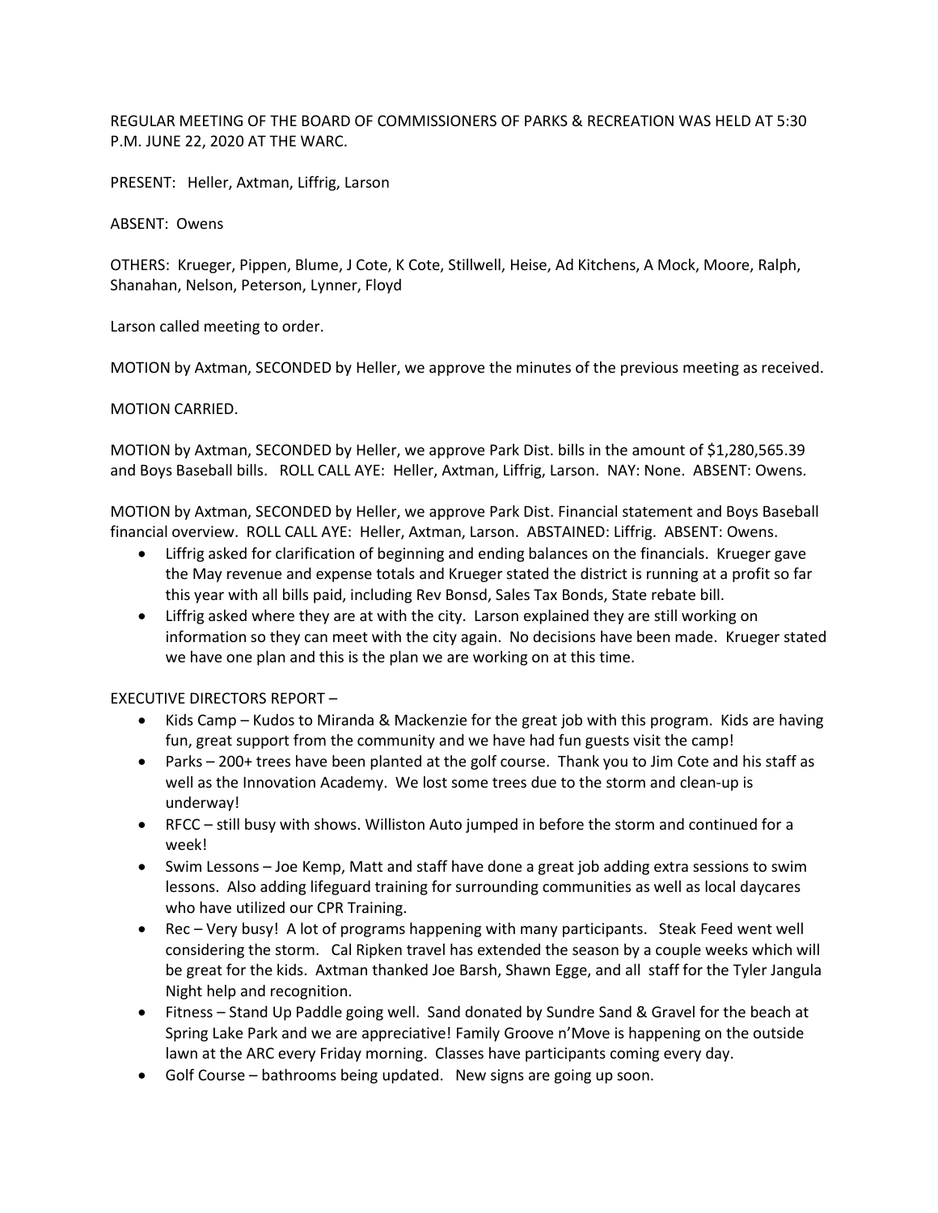REGULAR MEETING OF THE BOARD OF COMMISSIONERS OF PARKS & RECREATION WAS HELD AT 5:30 P.M. JUNE 22, 2020 AT THE WARC.

PRESENT: Heller, Axtman, Liffrig, Larson

ABSENT: Owens

OTHERS: Krueger, Pippen, Blume, J Cote, K Cote, Stillwell, Heise, Ad Kitchens, A Mock, Moore, Ralph, Shanahan, Nelson, Peterson, Lynner, Floyd

Larson called meeting to order.

MOTION by Axtman, SECONDED by Heller, we approve the minutes of the previous meeting as received.

MOTION CARRIED.

MOTION by Axtman, SECONDED by Heller, we approve Park Dist. bills in the amount of $1,280,565.39 and Boys Baseball bills. ROLL CALL AYE: Heller, Axtman, Liffrig, Larson. NAY: None. ABSENT: Owens.

MOTION by Axtman, SECONDED by Heller, we approve Park Dist. Financial statement and Boys Baseball financial overview. ROLL CALL AYE: Heller, Axtman, Larson. ABSTAINED: Liffrig. ABSENT: Owens.

- Liffrig asked for clarification of beginning and ending balances on the financials. Krueger gave the May revenue and expense totals and Krueger stated the district is running at a profit so far this year with all bills paid, including Rev Bonsd, Sales Tax Bonds, State rebate bill.
- Liffrig asked where they are at with the city. Larson explained they are still working on information so they can meet with the city again. No decisions have been made. Krueger stated we have one plan and this is the plan we are working on at this time.

EXECUTIVE DIRECTORS REPORT –

- Kids Camp – Kudos to Miranda & Mackenzie for the great job with this program. Kids are having fun, great support from the community and we have had fun guests visit the camp!
- Parks – 200+ trees have been planted at the golf course. Thank you to Jim Cote and his staff as well as the Innovation Academy. We lost some trees due to the storm and clean-up is underway!
- RFCC – still busy with shows. Williston Auto jumped in before the storm and continued for a week!
- Swim Lessons – Joe Kemp, Matt and staff have done a great job adding extra sessions to swim lessons. Also adding lifeguard training for surrounding communities as well as local daycares who have utilized our CPR Training.
- Rec – Very busy! A lot of programs happening with many participants. Steak Feed went well considering the storm. Cal Ripken travel has extended the season by a couple weeks which will be great for the kids. Axtman thanked Joe Barsh, Shawn Egge, and all staff for the Tyler Jangula Night help and recognition.
- Fitness – Stand Up Paddle going well. Sand donated by Sundre Sand & Gravel for the beach at Spring Lake Park and we are appreciative! Family Groove n'Move is happening on the outside lawn at the ARC every Friday morning. Classes have participants coming every day.
- Golf Course – bathrooms being updated. New signs are going up soon.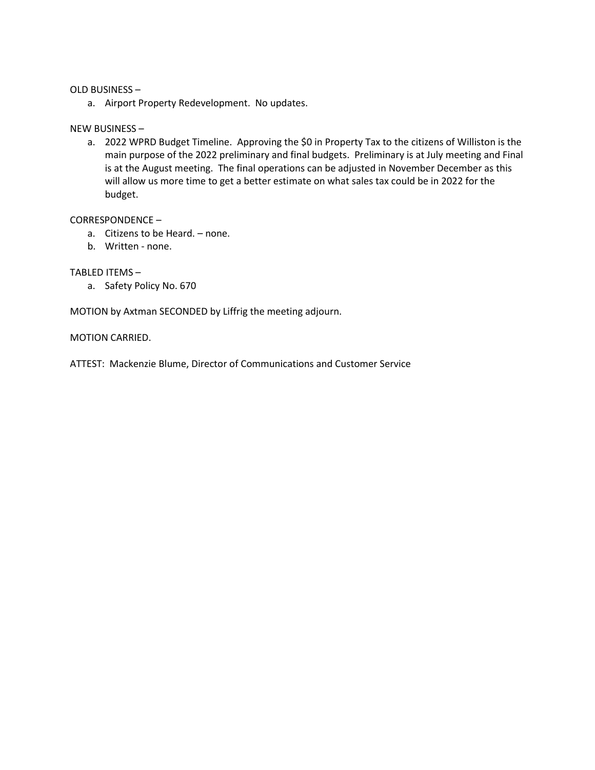OLD BUSINESS –

a. Airport Property Redevelopment. No updates.

NEW BUSINESS –

a. 2022 WPRD Budget Timeline. Approving the $0 in Property Tax to the citizens of Williston is the main purpose of the 2022 preliminary and final budgets. Preliminary is at July meeting and Final is at the August meeting. The final operations can be adjusted in November December as this will allow us more time to get a better estimate on what sales tax could be in 2022 for the budget.

CORRESPONDENCE –

a. Citizens to be Heard. – none.
b. Written - none.

TABLED ITEMS –

a. Safety Policy No. 670

MOTION by Axtman SECONDED by Liffrig the meeting adjourn.

MOTION CARRIED.

ATTEST: Mackenzie Blume, Director of Communications and Customer Service